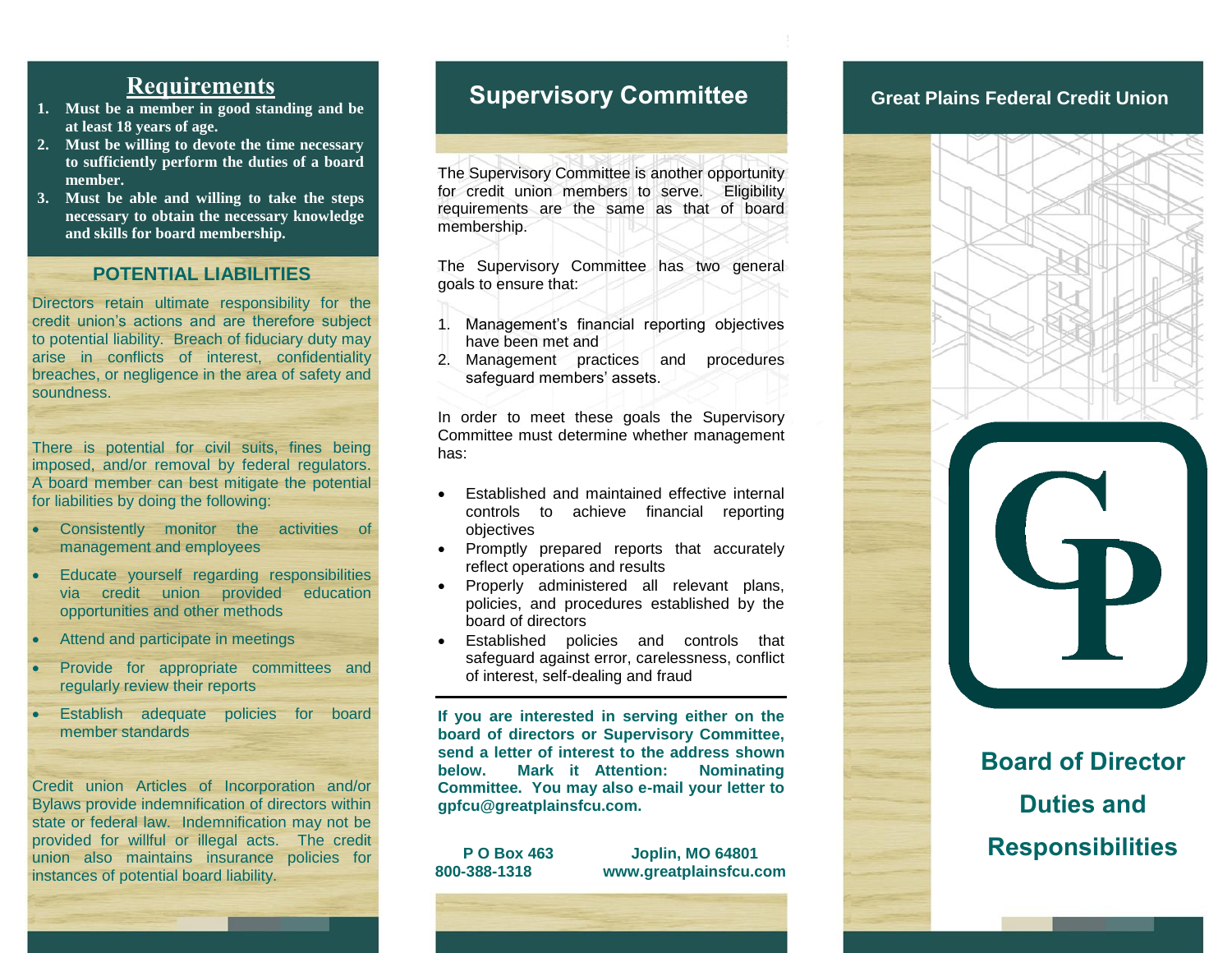## Requirements

1. **Must be a member in good standing and be at least 18 years of age.**
2. **Must be willing to devote the time necessary to sufficiently perform the duties of a board member.**
3. **Must be able and willing to take the steps necessary to obtain the necessary knowledge and skills for board membership.**

### POTENTIAL LIABILITIES

Directors retain ultimate responsibility for the credit union's actions and are therefore subject to potential liability. Breach of fiduciary duty may arise in conflicts of interest, confidentiality breaches, or negligence in the area of safety and soundness.

There is potential for civil suits, fines being imposed, and/or removal by federal regulators. A board member can best mitigate the potential for liabilities by doing the following:

- Consistently monitor the activities of management and employees
- Educate yourself regarding responsibilities via credit union provided education opportunities and other methods
- Attend and participate in meetings
- Provide for appropriate committees and regularly review their reports
- Establish adequate policies for board member standards

Credit union Articles of Incorporation and/or Bylaws provide indemnification of directors within state or federal law. Indemnification may not be provided for willful or illegal acts. The credit union also maintains insurance policies for instances of potential board liability.

## Supervisory Committee

The Supervisory Committee is another opportunity for credit union members to serve. Eligibility requirements are the same as that of board membership.

The Supervisory Committee has two general goals to ensure that:

1. Management's financial reporting objectives have been met and
2. Management practices and procedures safeguard members' assets.

In order to meet these goals the Supervisory Committee must determine whether management has:

- Established and maintained effective internal controls to achieve financial reporting objectives
- Promptly prepared reports that accurately reflect operations and results
- Properly administered all relevant plans, policies, and procedures established by the board of directors
- Established policies and controls that safeguard against error, carelessness, conflict of interest, self-dealing and fraud

---

**If you are interested in serving either on the board of directors or Supervisory Committee, send a letter of interest to the address shown below. Mark it Attention: Nominating Committee. You may also e-mail your letter to gpfcu@greatplainsfcu.com.**

**P O Box 463** **Joplin, MO 64801**
**800-388-1318** **www.greatplainsfcu.com**

## Great Plains Federal Credit Union

GP

# Board of Director Duties and Responsibilities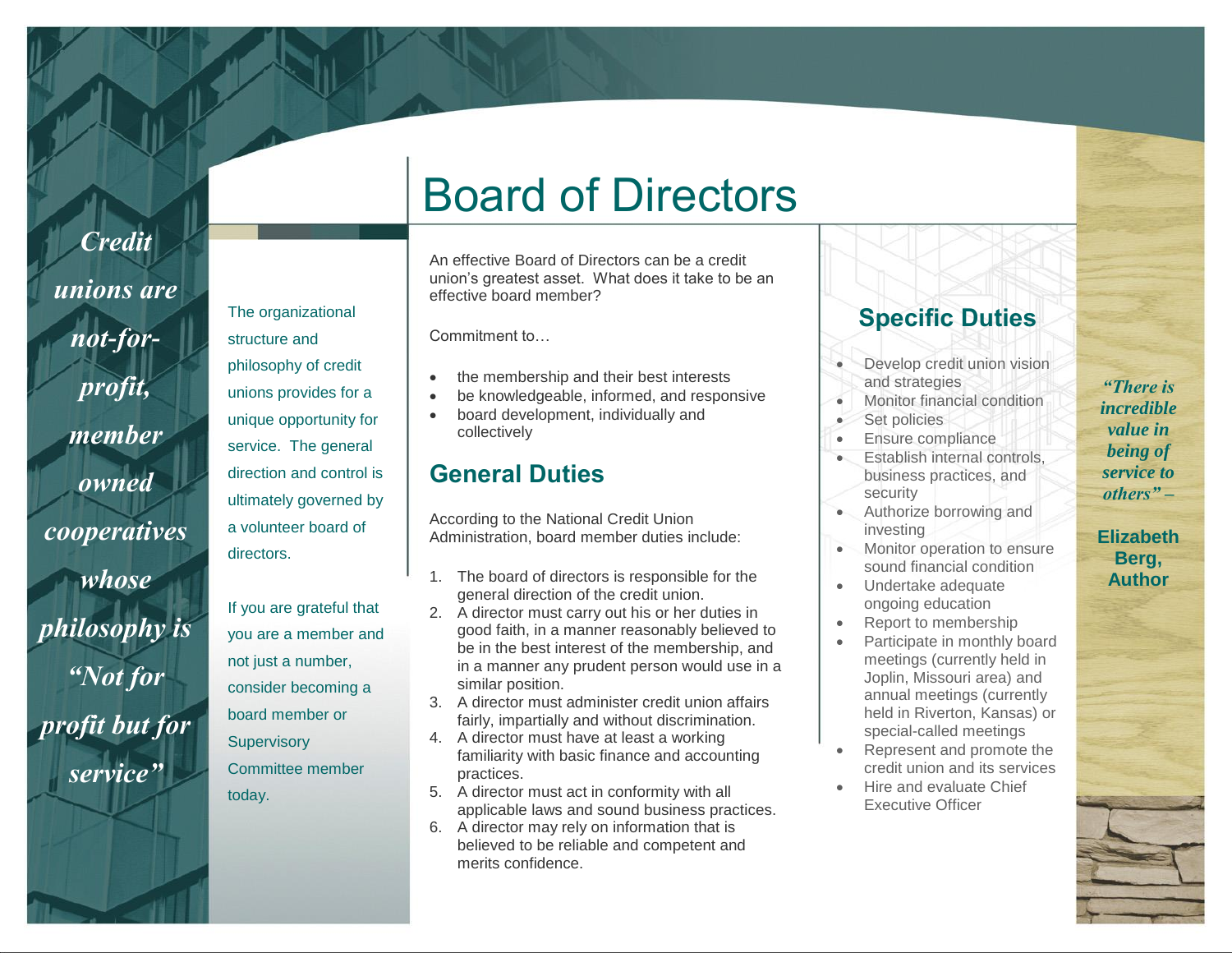*Credit unions are not-for-profit, member owned cooperatives whose philosophy is "Not for profit but for service"*

The organizational structure and philosophy of credit unions provides for a unique opportunity for service. The general direction and control is ultimately governed by a volunteer board of directors.

If you are grateful that you are a member and not just a number, consider becoming a board member or Supervisory Committee member today.

# Board of Directors

An effective Board of Directors can be a credit union's greatest asset. What does it take to be an effective board member?

Commitment to…

- the membership and their best interests
- be knowledgeable, informed, and responsive
- board development, individually and collectively

## General Duties

According to the National Credit Union Administration, board member duties include:

1. The board of directors is responsible for the general direction of the credit union.
2. A director must carry out his or her duties in good faith, in a manner reasonably believed to be in the best interest of the membership, and in a manner any prudent person would use in a similar position.
3. A director must administer credit union affairs fairly, impartially and without discrimination.
4. A director must have at least a working familiarity with basic finance and accounting practices.
5. A director must act in conformity with all applicable laws and sound business practices.
6. A director may rely on information that is believed to be reliable and competent and merits confidence.

## Specific Duties

- Develop credit union vision and strategies
- Monitor financial condition
- Set policies
- Ensure compliance
- Establish internal controls, business practices, and security
- Authorize borrowing and investing
- Monitor operation to ensure sound financial condition
- Undertake adequate ongoing education
- Report to membership
- Participate in monthly board meetings (currently held in Joplin, Missouri area) and annual meetings (currently held in Riverton, Kansas) or special-called meetings
- Represent and promote the credit union and its services
- Hire and evaluate Chief Executive Officer

*"There is incredible value in being of service to others" –*

**Elizabeth Berg, Author**